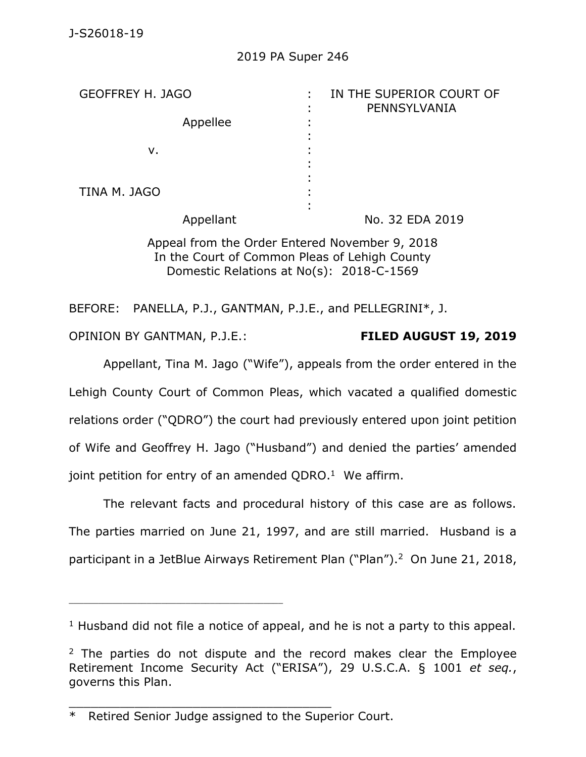J-S26018-19

2019 PA Super 246

| GEOFFREY H. JAGO | : | IN THE SUPERIOR COURT OF PENNSYLVANIA |
| --- | --- | --- |
| Appellee | : | |
| v. | : | |
| TINA M. JAGO | : | |
| Appellant | : | No. 32 EDA 2019 |

Appeal from the Order Entered November 9, 2018
In the Court of Common Pleas of Lehigh County
Domestic Relations at No(s): 2018-C-1569

BEFORE: PANELLA, P.J., GANTMAN, P.J.E., and PELLEGRINI*, J.

OPINION BY GANTMAN, P.J.E.: **FILED AUGUST 19, 2019**

Appellant, Tina M. Jago ("Wife"), appeals from the order entered in the Lehigh County Court of Common Pleas, which vacated a qualified domestic relations order ("QDRO") the court had previously entered upon joint petition of Wife and Geoffrey H. Jago ("Husband") and denied the parties' amended joint petition for entry of an amended QDRO.[1] We affirm.

The relevant facts and procedural history of this case are as follows. The parties married on June 21, 1997, and are still married. Husband is a participant in a JetBlue Airways Retirement Plan ("Plan").[2] On June 21, 2018,

---

[1] Husband did not file a notice of appeal, and he is not a party to this appeal.

[2] The parties do not dispute and the record makes clear the Employee Retirement Income Security Act ("ERISA"), 29 U.S.C.A. § 1001 *et seq.*, governs this Plan.

---

\* Retired Senior Judge assigned to the Superior Court.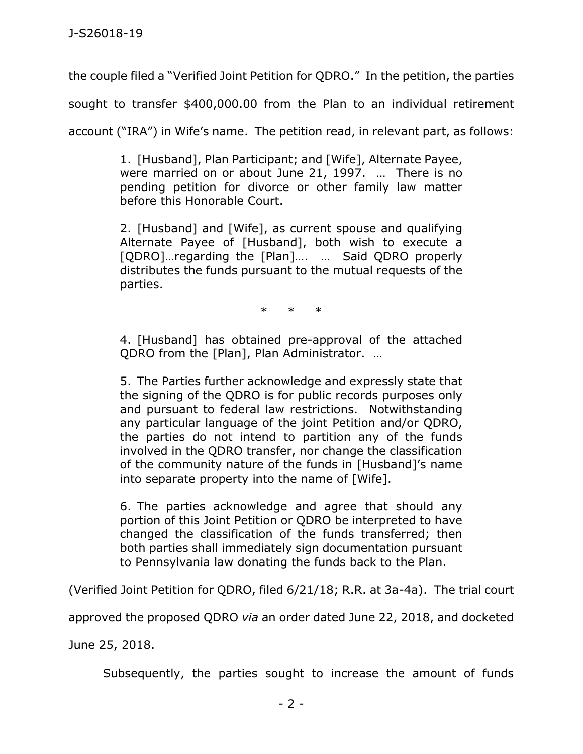the couple filed a "Verified Joint Petition for QDRO." In the petition, the parties sought to transfer $400,000.00 from the Plan to an individual retirement account ("IRA") in Wife's name. The petition read, in relevant part, as follows:

> 1. [Husband], Plan Participant; and [Wife], Alternate Payee, were married on or about June 21, 1997. … There is no pending petition for divorce or other family law matter before this Honorable Court.
>
> 2. [Husband] and [Wife], as current spouse and qualifying Alternate Payee of [Husband], both wish to execute a [QDRO]…regarding the [Plan]…. … Said QDRO properly distributes the funds pursuant to the mutual requests of the parties.
>
> \* \* \*
>
> 4. [Husband] has obtained pre-approval of the attached QDRO from the [Plan], Plan Administrator. …
>
> 5. The Parties further acknowledge and expressly state that the signing of the QDRO is for public records purposes only and pursuant to federal law restrictions. Notwithstanding any particular language of the joint Petition and/or QDRO, the parties do not intend to partition any of the funds involved in the QDRO transfer, nor change the classification of the community nature of the funds in [Husband]'s name into separate property into the name of [Wife].
>
> 6. The parties acknowledge and agree that should any portion of this Joint Petition or QDRO be interpreted to have changed the classification of the funds transferred; then both parties shall immediately sign documentation pursuant to Pennsylvania law donating the funds back to the Plan.

(Verified Joint Petition for QDRO, filed 6/21/18; R.R. at 3a-4a). The trial court approved the proposed QDRO *via* an order dated June 22, 2018, and docketed June 25, 2018.

Subsequently, the parties sought to increase the amount of funds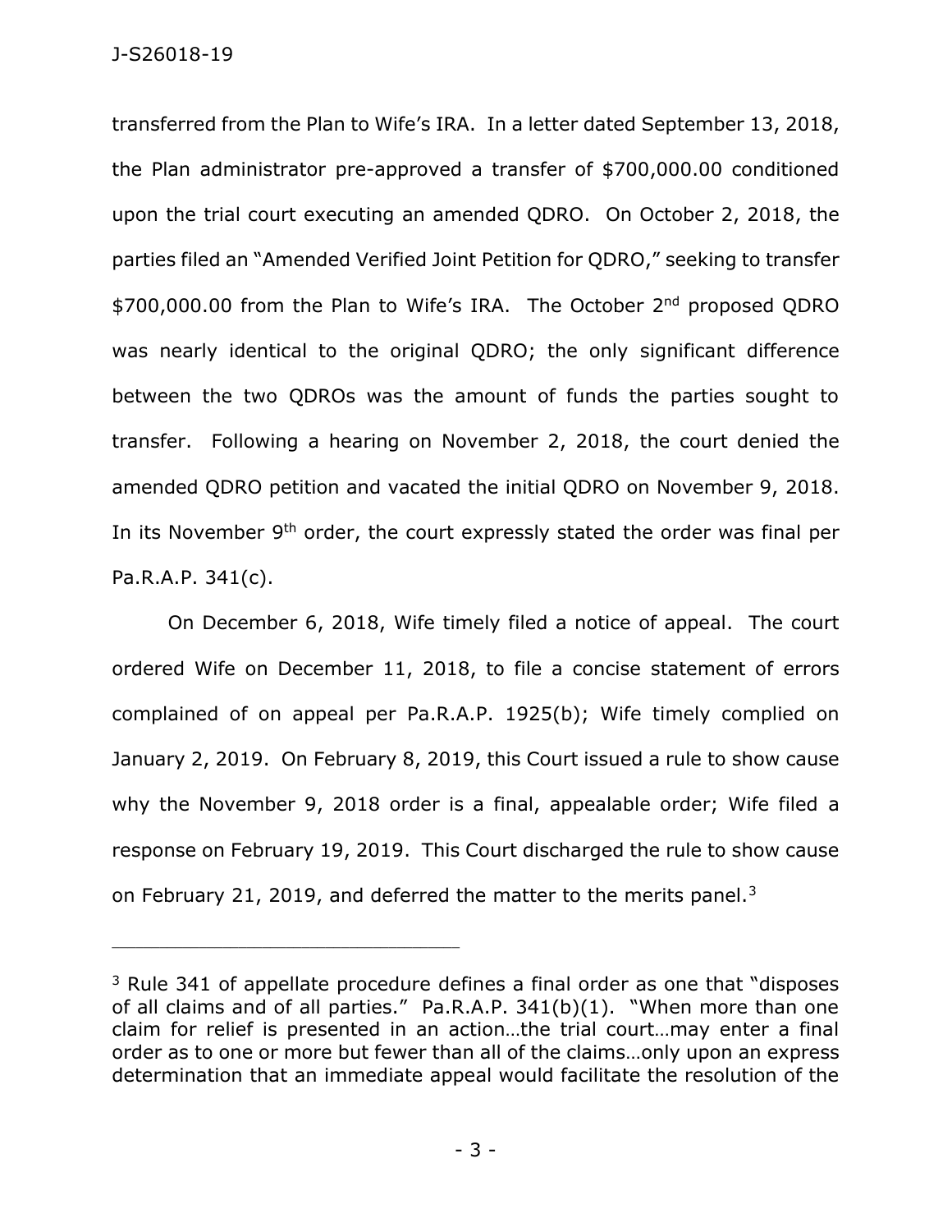transferred from the Plan to Wife's IRA. In a letter dated September 13, 2018, the Plan administrator pre-approved a transfer of $700,000.00 conditioned upon the trial court executing an amended QDRO. On October 2, 2018, the parties filed an "Amended Verified Joint Petition for QDRO," seeking to transfer $700,000.00 from the Plan to Wife's IRA. The October 2nd proposed QDRO was nearly identical to the original QDRO; the only significant difference between the two QDROs was the amount of funds the parties sought to transfer. Following a hearing on November 2, 2018, the court denied the amended QDRO petition and vacated the initial QDRO on November 9, 2018. In its November 9th order, the court expressly stated the order was final per Pa.R.A.P. 341(c).

On December 6, 2018, Wife timely filed a notice of appeal. The court ordered Wife on December 11, 2018, to file a concise statement of errors complained of on appeal per Pa.R.A.P. 1925(b); Wife timely complied on January 2, 2019. On February 8, 2019, this Court issued a rule to show cause why the November 9, 2018 order is a final, appealable order; Wife filed a response on February 19, 2019. This Court discharged the rule to show cause on February 21, 2019, and deferred the matter to the merits panel.[3]

---

[3] Rule 341 of appellate procedure defines a final order as one that "disposes of all claims and of all parties." Pa.R.A.P. 341(b)(1). "When more than one claim for relief is presented in an action…the trial court…may enter a final order as to one or more but fewer than all of the claims…only upon an express determination that an immediate appeal would facilitate the resolution of the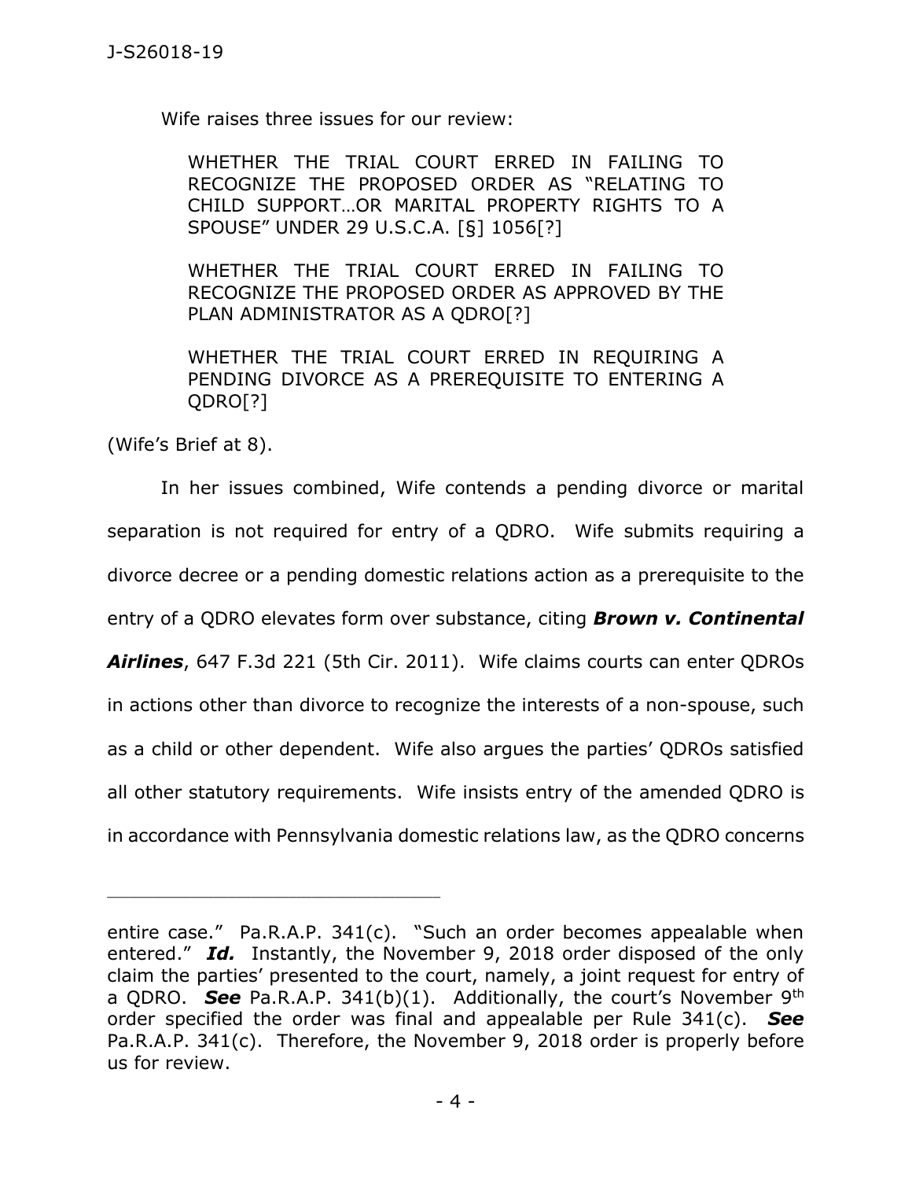Wife raises three issues for our review:

> WHETHER THE TRIAL COURT ERRED IN FAILING TO RECOGNIZE THE PROPOSED ORDER AS "RELATING TO CHILD SUPPORT…OR MARITAL PROPERTY RIGHTS TO A SPOUSE" UNDER 29 U.S.C.A. [§] 1056[?]
>
> WHETHER THE TRIAL COURT ERRED IN FAILING TO RECOGNIZE THE PROPOSED ORDER AS APPROVED BY THE PLAN ADMINISTRATOR AS A QDRO[?]
>
> WHETHER THE TRIAL COURT ERRED IN REQUIRING A PENDING DIVORCE AS A PREREQUISITE TO ENTERING A QDRO[?]

(Wife's Brief at 8).

In her issues combined, Wife contends a pending divorce or marital separation is not required for entry of a QDRO. Wife submits requiring a divorce decree or a pending domestic relations action as a prerequisite to the entry of a QDRO elevates form over substance, citing ***Brown v. Continental Airlines***, 647 F.3d 221 (5th Cir. 2011). Wife claims courts can enter QDROs in actions other than divorce to recognize the interests of a non-spouse, such as a child or other dependent. Wife also argues the parties' QDROs satisfied all other statutory requirements. Wife insists entry of the amended QDRO is in accordance with Pennsylvania domestic relations law, as the QDRO concerns

---

entire case." Pa.R.A.P. 341(c). "Such an order becomes appealable when entered." ***Id.*** Instantly, the November 9, 2018 order disposed of the only claim the parties' presented to the court, namely, a joint request for entry of a QDRO. ***See*** Pa.R.A.P. 341(b)(1). Additionally, the court's November 9th order specified the order was final and appealable per Rule 341(c). ***See*** Pa.R.A.P. 341(c). Therefore, the November 9, 2018 order is properly before us for review.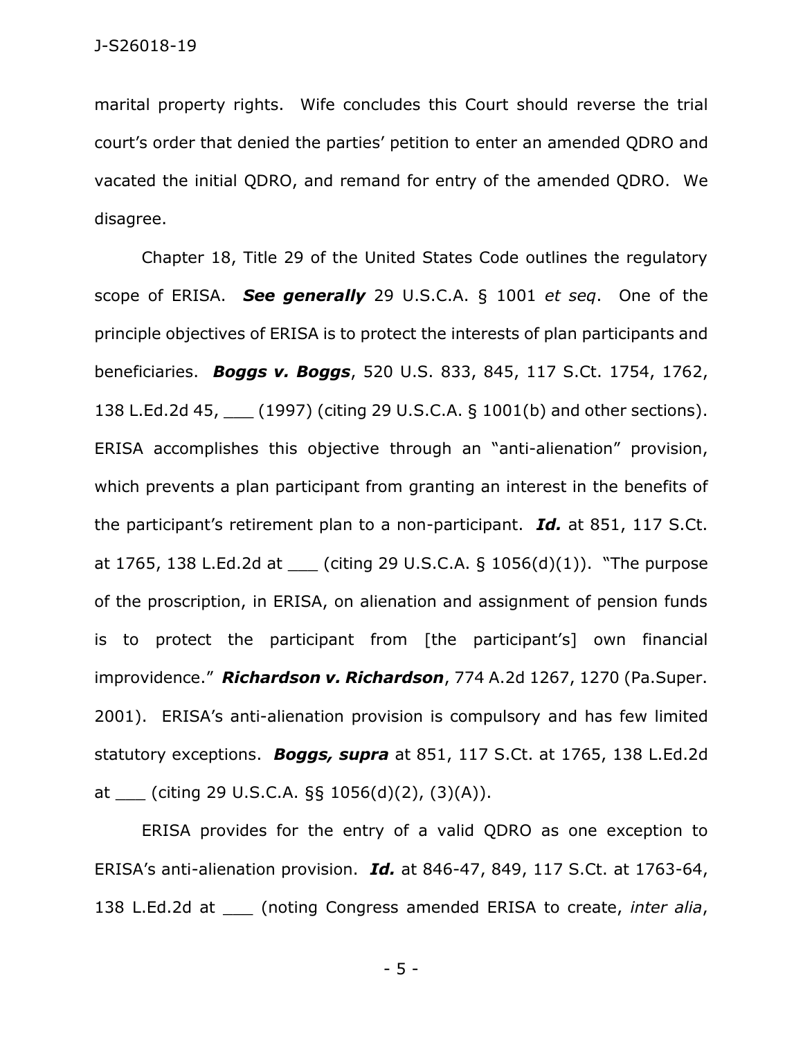marital property rights. Wife concludes this Court should reverse the trial court's order that denied the parties' petition to enter an amended QDRO and vacated the initial QDRO, and remand for entry of the amended QDRO. We disagree.

Chapter 18, Title 29 of the United States Code outlines the regulatory scope of ERISA. ***See generally*** 29 U.S.C.A. § 1001 *et seq*. One of the principle objectives of ERISA is to protect the interests of plan participants and beneficiaries. ***Boggs v. Boggs***, 520 U.S. 833, 845, 117 S.Ct. 1754, 1762, 138 L.Ed.2d 45, ___ (1997) (citing 29 U.S.C.A. § 1001(b) and other sections). ERISA accomplishes this objective through an "anti-alienation" provision, which prevents a plan participant from granting an interest in the benefits of the participant's retirement plan to a non-participant. ***Id.*** at 851, 117 S.Ct. at 1765, 138 L.Ed.2d at ___ (citing 29 U.S.C.A. § 1056(d)(1)). "The purpose of the proscription, in ERISA, on alienation and assignment of pension funds is to protect the participant from [the participant's] own financial improvidence." ***Richardson v. Richardson***, 774 A.2d 1267, 1270 (Pa.Super. 2001). ERISA's anti-alienation provision is compulsory and has few limited statutory exceptions. ***Boggs, supra*** at 851, 117 S.Ct. at 1765, 138 L.Ed.2d at ___ (citing 29 U.S.C.A. §§ 1056(d)(2), (3)(A)).

ERISA provides for the entry of a valid QDRO as one exception to ERISA's anti-alienation provision. ***Id.*** at 846-47, 849, 117 S.Ct. at 1763-64, 138 L.Ed.2d at ___ (noting Congress amended ERISA to create, *inter alia*,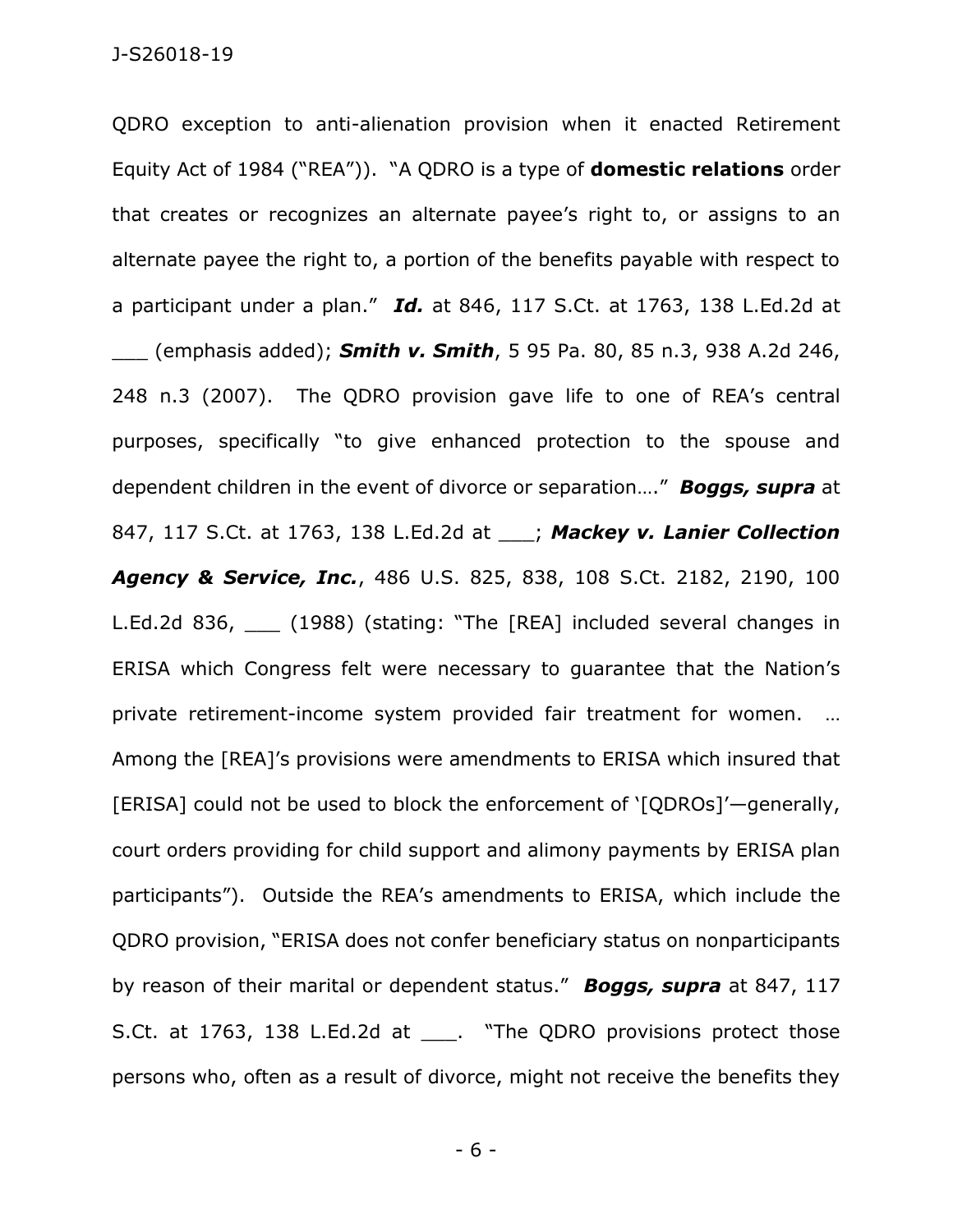QDRO exception to anti-alienation provision when it enacted Retirement Equity Act of 1984 ("REA")). "A QDRO is a type of **domestic relations** order that creates or recognizes an alternate payee's right to, or assigns to an alternate payee the right to, a portion of the benefits payable with respect to a participant under a plan." ***Id.*** at 846, 117 S.Ct. at 1763, 138 L.Ed.2d at ___ (emphasis added); ***Smith v. Smith***, 5 95 Pa. 80, 85 n.3, 938 A.2d 246, 248 n.3 (2007). The QDRO provision gave life to one of REA's central purposes, specifically "to give enhanced protection to the spouse and dependent children in the event of divorce or separation…." ***Boggs, supra*** at 847, 117 S.Ct. at 1763, 138 L.Ed.2d at ___; ***Mackey v. Lanier Collection Agency & Service, Inc.***, 486 U.S. 825, 838, 108 S.Ct. 2182, 2190, 100 L.Ed.2d 836, ___ (1988) (stating: "The [REA] included several changes in ERISA which Congress felt were necessary to guarantee that the Nation's private retirement-income system provided fair treatment for women. … Among the [REA]'s provisions were amendments to ERISA which insured that [ERISA] could not be used to block the enforcement of '[QDROs]'—generally, court orders providing for child support and alimony payments by ERISA plan participants"). Outside the REA's amendments to ERISA, which include the QDRO provision, "ERISA does not confer beneficiary status on nonparticipants by reason of their marital or dependent status." ***Boggs, supra*** at 847, 117 S.Ct. at 1763, 138 L.Ed.2d at ___. "The QDRO provisions protect those persons who, often as a result of divorce, might not receive the benefits they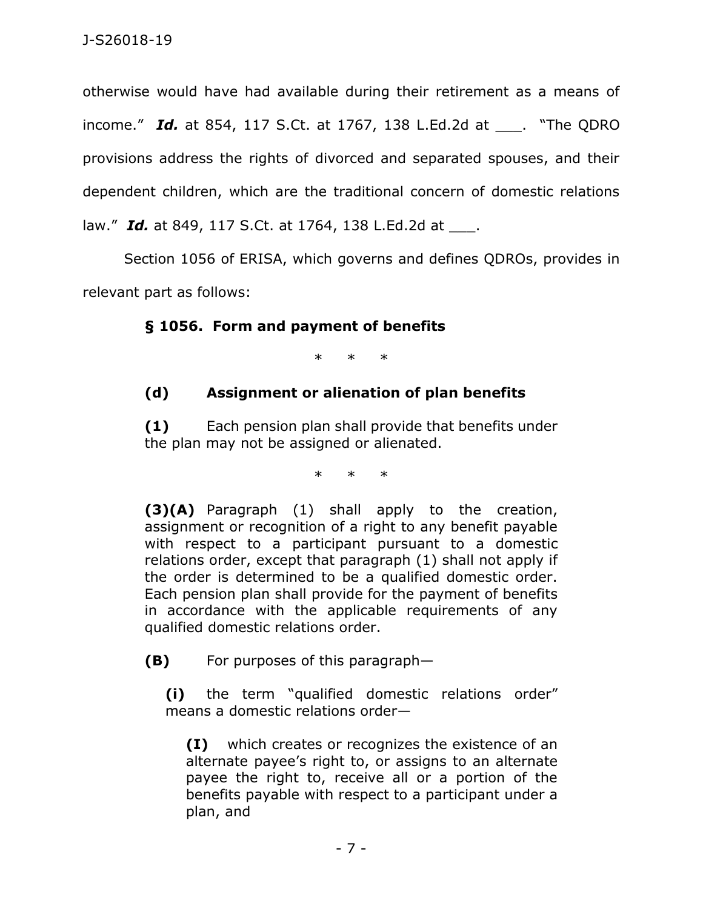otherwise would have had available during their retirement as a means of income." ***Id.*** at 854, 117 S.Ct. at 1767, 138 L.Ed.2d at ___. "The QDRO provisions address the rights of divorced and separated spouses, and their dependent children, which are the traditional concern of domestic relations law." ***Id.*** at 849, 117 S.Ct. at 1764, 138 L.Ed.2d at ___.

Section 1056 of ERISA, which governs and defines QDROs, provides in relevant part as follows:

> **§ 1056. Form and payment of benefits**
>
> \* \* \*
>
> **(d) Assignment or alienation of plan benefits**
>
> **(1)** Each pension plan shall provide that benefits under the plan may not be assigned or alienated.
>
> \* \* \*
>
> **(3)(A)** Paragraph (1) shall apply to the creation, assignment or recognition of a right to any benefit payable with respect to a participant pursuant to a domestic relations order, except that paragraph (1) shall not apply if the order is determined to be a qualified domestic order. Each pension plan shall provide for the payment of benefits in accordance with the applicable requirements of any qualified domestic relations order.
>
> **(B)** For purposes of this paragraph—
>
> **(i)** the term "qualified domestic relations order" means a domestic relations order—
>
> **(I)** which creates or recognizes the existence of an alternate payee's right to, or assigns to an alternate payee the right to, receive all or a portion of the benefits payable with respect to a participant under a plan, and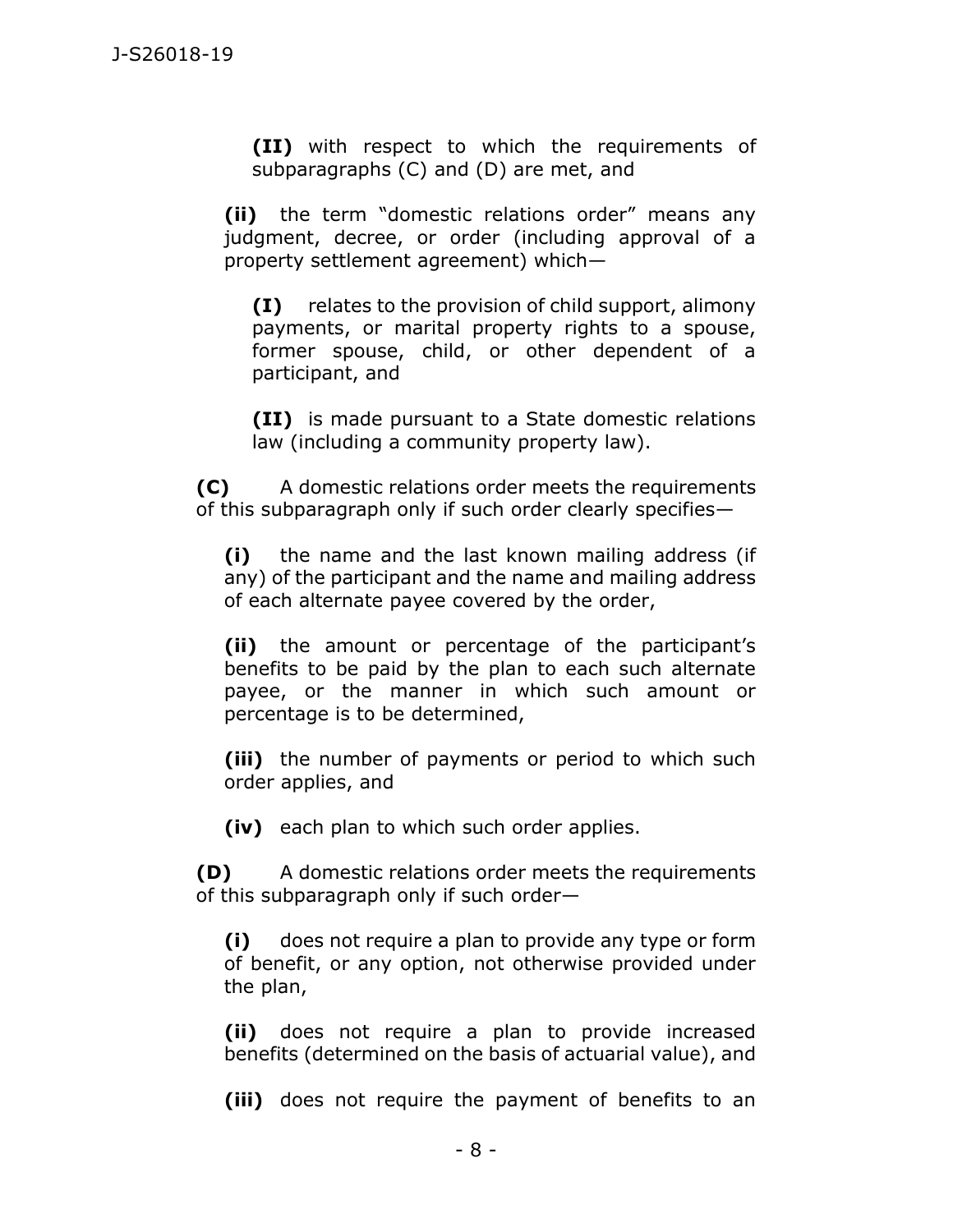**(II)** with respect to which the requirements of subparagraphs (C) and (D) are met, and

**(ii)** the term "domestic relations order" means any judgment, decree, or order (including approval of a property settlement agreement) which—

**(I)** relates to the provision of child support, alimony payments, or marital property rights to a spouse, former spouse, child, or other dependent of a participant, and

**(II)** is made pursuant to a State domestic relations law (including a community property law).

**(C)** A domestic relations order meets the requirements of this subparagraph only if such order clearly specifies—

**(i)** the name and the last known mailing address (if any) of the participant and the name and mailing address of each alternate payee covered by the order,

**(ii)** the amount or percentage of the participant's benefits to be paid by the plan to each such alternate payee, or the manner in which such amount or percentage is to be determined,

**(iii)** the number of payments or period to which such order applies, and

**(iv)** each plan to which such order applies.

**(D)** A domestic relations order meets the requirements of this subparagraph only if such order—

**(i)** does not require a plan to provide any type or form of benefit, or any option, not otherwise provided under the plan,

**(ii)** does not require a plan to provide increased benefits (determined on the basis of actuarial value), and

**(iii)** does not require the payment of benefits to an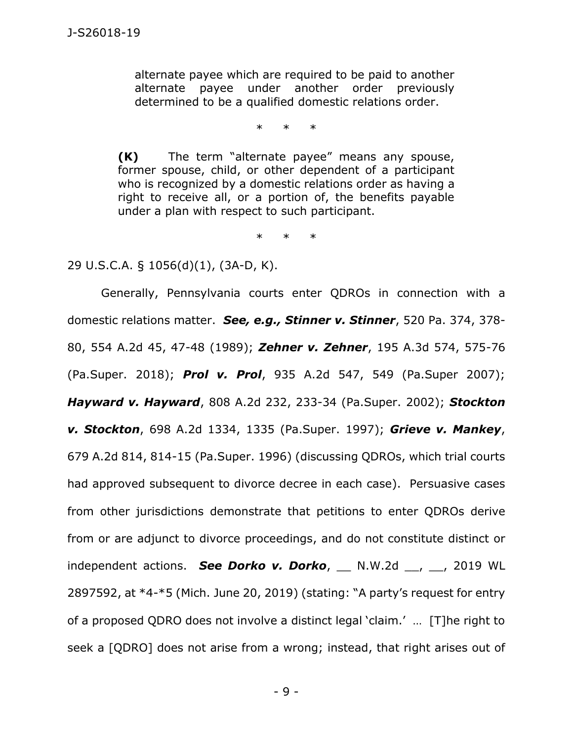> alternate payee which are required to be paid to another alternate payee under another order previously determined to be a qualified domestic relations order.
>
> \* \* \*
>
> **(K)** The term "alternate payee" means any spouse, former spouse, child, or other dependent of a participant who is recognized by a domestic relations order as having a right to receive all, or a portion of, the benefits payable under a plan with respect to such participant.
>
> \* \* \*

29 U.S.C.A. § 1056(d)(1), (3A-D, K).

Generally, Pennsylvania courts enter QDROs in connection with a domestic relations matter. ***See, e.g., Stinner v. Stinner***, 520 Pa. 374, 378-80, 554 A.2d 45, 47-48 (1989); ***Zehner v. Zehner***, 195 A.3d 574, 575-76 (Pa.Super. 2018); ***Prol v. Prol***, 935 A.2d 547, 549 (Pa.Super 2007); ***Hayward v. Hayward***, 808 A.2d 232, 233-34 (Pa.Super. 2002); ***Stockton v. Stockton***, 698 A.2d 1334, 1335 (Pa.Super. 1997); ***Grieve v. Mankey***, 679 A.2d 814, 814-15 (Pa.Super. 1996) (discussing QDROs, which trial courts had approved subsequent to divorce decree in each case). Persuasive cases from other jurisdictions demonstrate that petitions to enter QDROs derive from or are adjunct to divorce proceedings, and do not constitute distinct or independent actions. ***See Dorko v. Dorko***, \_\_ N.W.2d \_\_, \_\_, 2019 WL 2897592, at \*4-\*5 (Mich. June 20, 2019) (stating: "A party's request for entry of a proposed QDRO does not involve a distinct legal 'claim.' … [T]he right to seek a [QDRO] does not arise from a wrong; instead, that right arises out of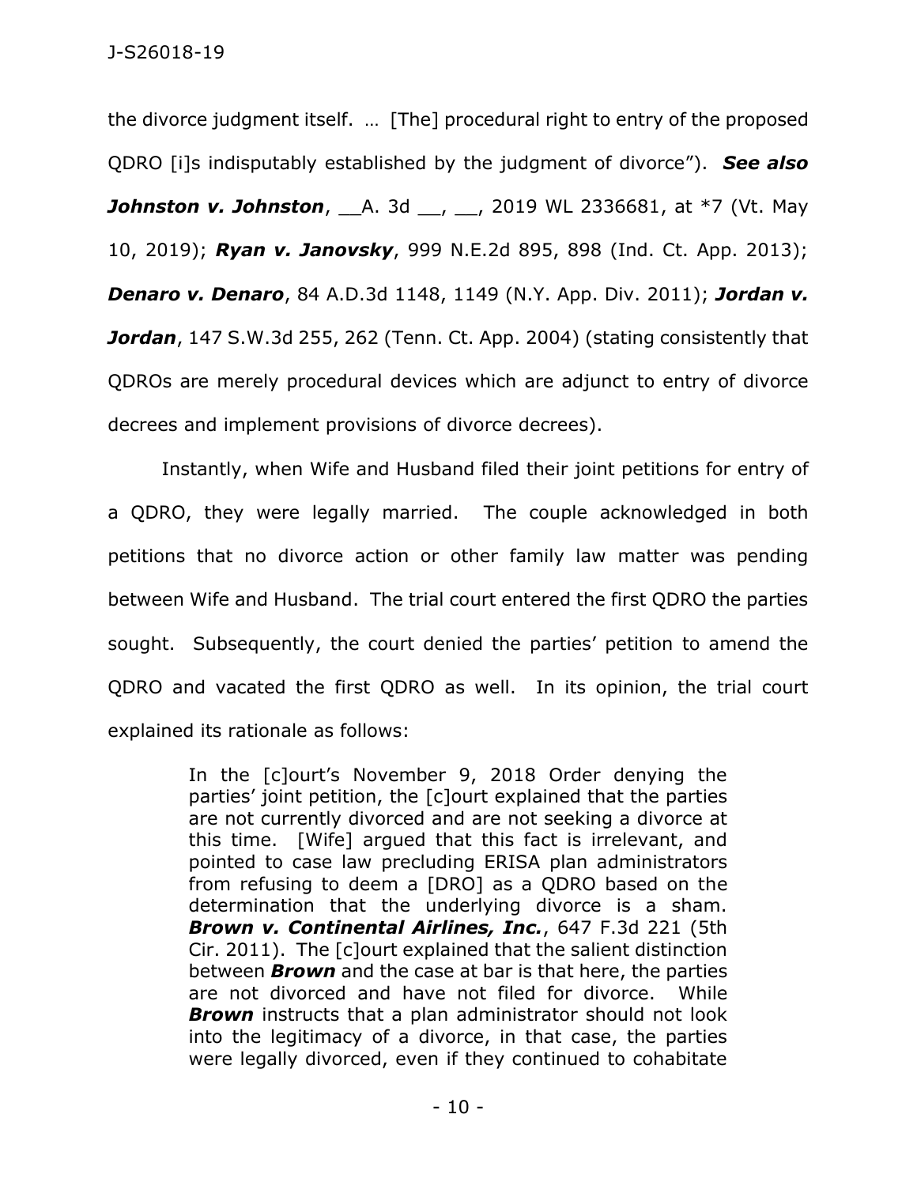the divorce judgment itself. … [The] procedural right to entry of the proposed QDRO [i]s indisputably established by the judgment of divorce"). ***See also Johnston v. Johnston***, __A. 3d __, __, 2019 WL 2336681, at *7 (Vt. May 10, 2019); ***Ryan v. Janovsky***, 999 N.E.2d 895, 898 (Ind. Ct. App. 2013); ***Denaro v. Denaro***, 84 A.D.3d 1148, 1149 (N.Y. App. Div. 2011); ***Jordan v. Jordan***, 147 S.W.3d 255, 262 (Tenn. Ct. App. 2004) (stating consistently that QDROs are merely procedural devices which are adjunct to entry of divorce decrees and implement provisions of divorce decrees).

Instantly, when Wife and Husband filed their joint petitions for entry of a QDRO, they were legally married. The couple acknowledged in both petitions that no divorce action or other family law matter was pending between Wife and Husband. The trial court entered the first QDRO the parties sought. Subsequently, the court denied the parties' petition to amend the QDRO and vacated the first QDRO as well. In its opinion, the trial court explained its rationale as follows:

> In the [c]ourt's November 9, 2018 Order denying the parties' joint petition, the [c]ourt explained that the parties are not currently divorced and are not seeking a divorce at this time. [Wife] argued that this fact is irrelevant, and pointed to case law precluding ERISA plan administrators from refusing to deem a [DRO] as a QDRO based on the determination that the underlying divorce is a sham. ***Brown v. Continental Airlines, Inc.***, 647 F.3d 221 (5th Cir. 2011). The [c]ourt explained that the salient distinction between ***Brown*** and the case at bar is that here, the parties are not divorced and have not filed for divorce. While ***Brown*** instructs that a plan administrator should not look into the legitimacy of a divorce, in that case, the parties were legally divorced, even if they continued to cohabitate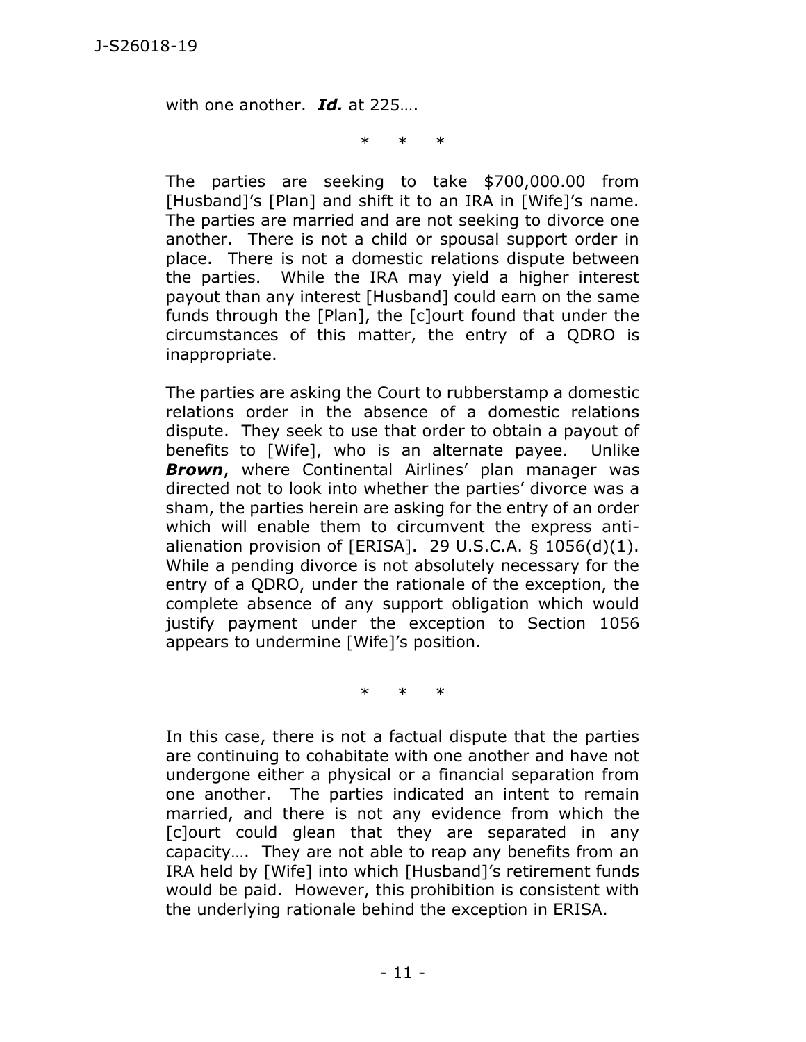with one another. ***Id.*** at 225….

\*　　\*　　\*

The parties are seeking to take $700,000.00 from [Husband]'s [Plan] and shift it to an IRA in [Wife]'s name. The parties are married and are not seeking to divorce one another. There is not a child or spousal support order in place. There is not a domestic relations dispute between the parties. While the IRA may yield a higher interest payout than any interest [Husband] could earn on the same funds through the [Plan], the [c]ourt found that under the circumstances of this matter, the entry of a QDRO is inappropriate.

The parties are asking the Court to rubberstamp a domestic relations order in the absence of a domestic relations dispute. They seek to use that order to obtain a payout of benefits to [Wife], who is an alternate payee. Unlike ***Brown***, where Continental Airlines' plan manager was directed not to look into whether the parties' divorce was a sham, the parties herein are asking for the entry of an order which will enable them to circumvent the express anti-alienation provision of [ERISA]. 29 U.S.C.A. § 1056(d)(1). While a pending divorce is not absolutely necessary for the entry of a QDRO, under the rationale of the exception, the complete absence of any support obligation which would justify payment under the exception to Section 1056 appears to undermine [Wife]'s position.

\*　　\*　　\*

In this case, there is not a factual dispute that the parties are continuing to cohabitate with one another and have not undergone either a physical or a financial separation from one another. The parties indicated an intent to remain married, and there is not any evidence from which the [c]ourt could glean that they are separated in any capacity…. They are not able to reap any benefits from an IRA held by [Wife] into which [Husband]'s retirement funds would be paid. However, this prohibition is consistent with the underlying rationale behind the exception in ERISA.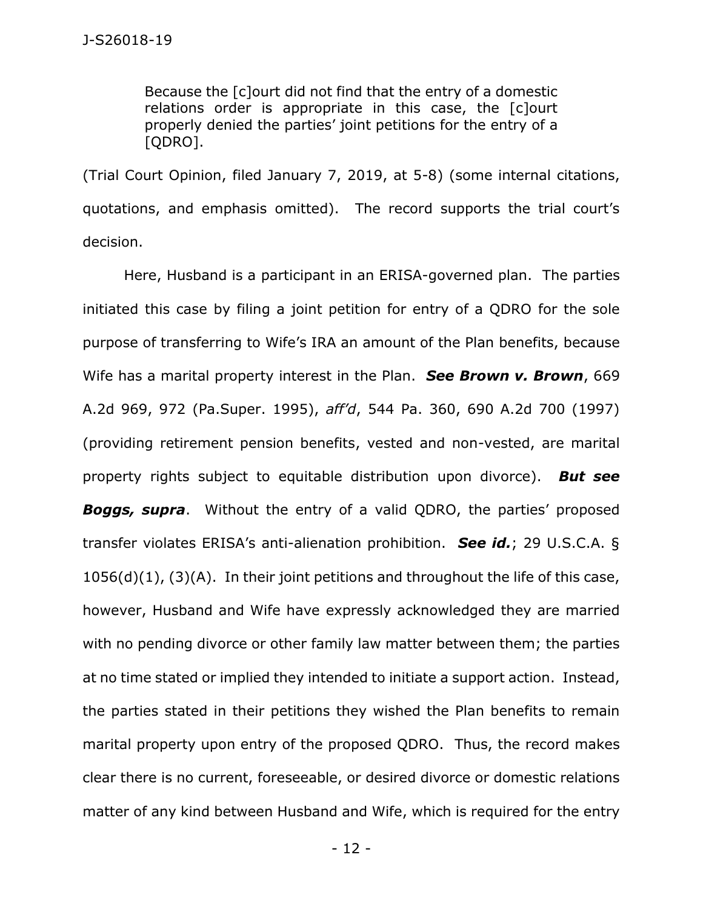> Because the [c]ourt did not find that the entry of a domestic relations order is appropriate in this case, the [c]ourt properly denied the parties' joint petitions for the entry of a [QDRO].

(Trial Court Opinion, filed January 7, 2019, at 5-8) (some internal citations, quotations, and emphasis omitted). The record supports the trial court's decision.

Here, Husband is a participant in an ERISA-governed plan. The parties initiated this case by filing a joint petition for entry of a QDRO for the sole purpose of transferring to Wife's IRA an amount of the Plan benefits, because Wife has a marital property interest in the Plan. ***See Brown v. Brown***, 669 A.2d 969, 972 (Pa.Super. 1995), *aff'd*, 544 Pa. 360, 690 A.2d 700 (1997) (providing retirement pension benefits, vested and non-vested, are marital property rights subject to equitable distribution upon divorce). ***But see Boggs, supra***. Without the entry of a valid QDRO, the parties' proposed transfer violates ERISA's anti-alienation prohibition. ***See id.***; 29 U.S.C.A. § 1056(d)(1), (3)(A). In their joint petitions and throughout the life of this case, however, Husband and Wife have expressly acknowledged they are married with no pending divorce or other family law matter between them; the parties at no time stated or implied they intended to initiate a support action. Instead, the parties stated in their petitions they wished the Plan benefits to remain marital property upon entry of the proposed QDRO. Thus, the record makes clear there is no current, foreseeable, or desired divorce or domestic relations matter of any kind between Husband and Wife, which is required for the entry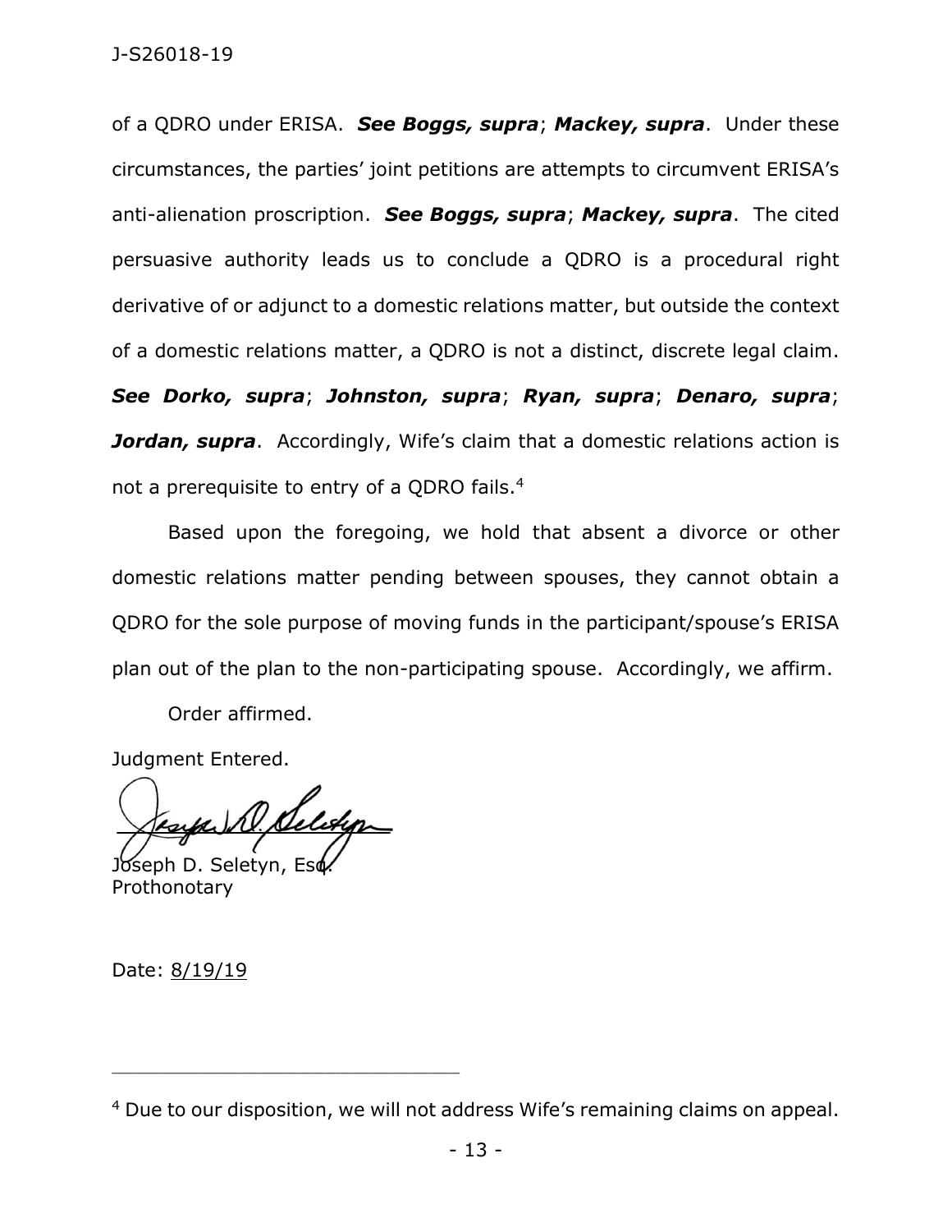of a QDRO under ERISA. ***See Boggs, supra***; ***Mackey, supra***. Under these circumstances, the parties' joint petitions are attempts to circumvent ERISA's anti-alienation proscription. ***See Boggs, supra***; ***Mackey, supra***. The cited persuasive authority leads us to conclude a QDRO is a procedural right derivative of or adjunct to a domestic relations matter, but outside the context of a domestic relations matter, a QDRO is not a distinct, discrete legal claim. ***See Dorko, supra***; ***Johnston, supra***; ***Ryan, supra***; ***Denaro, supra***; ***Jordan, supra***. Accordingly, Wife's claim that a domestic relations action is not a prerequisite to entry of a QDRO fails.[4]

Based upon the foregoing, we hold that absent a divorce or other domestic relations matter pending between spouses, they cannot obtain a QDRO for the sole purpose of moving funds in the participant/spouse's ERISA plan out of the plan to the non-participating spouse. Accordingly, we affirm.

Order affirmed.

Judgment Entered.

Joseph D. Seletyn, Esq.
Prothonotary

Date: 8/19/19

---

[4] Due to our disposition, we will not address Wife's remaining claims on appeal.